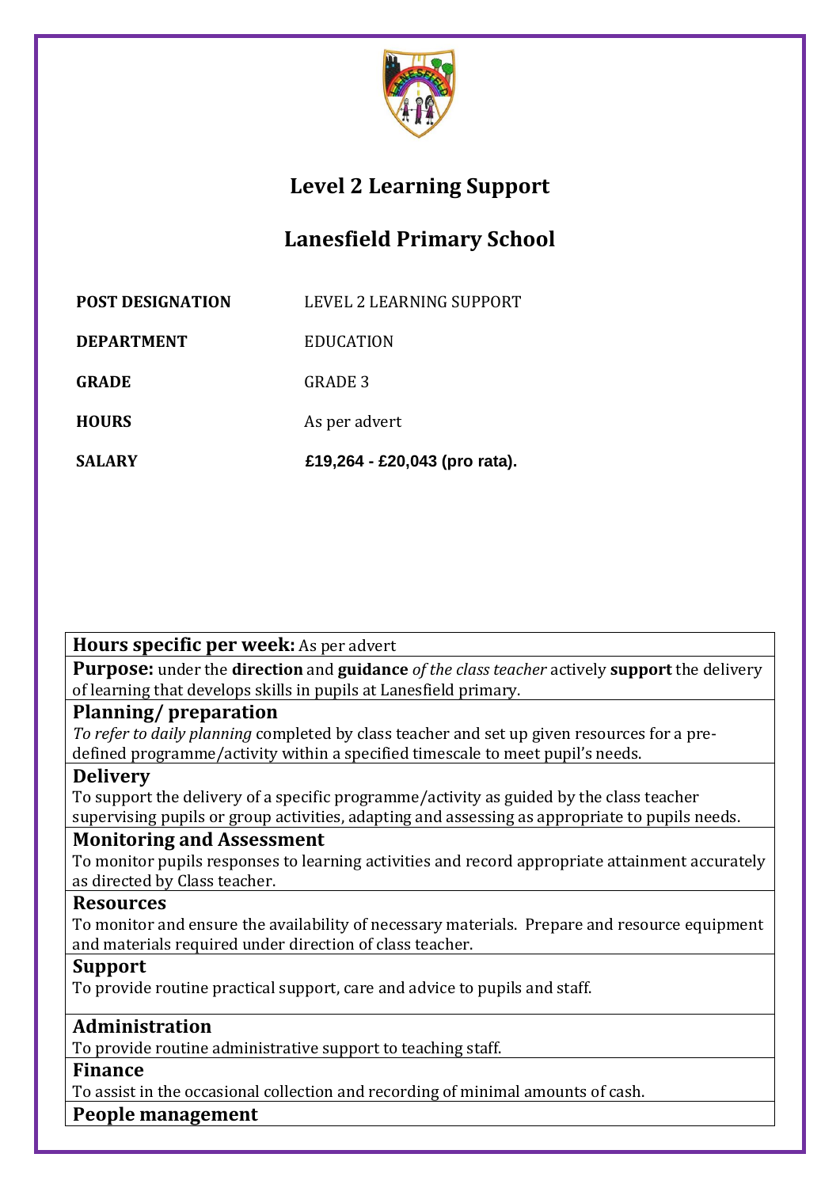# Level 2 Learning Support

## Lanesfield Primary School

| | |
|---|---|
| **POST DESIGNATION** | LEVEL 2 LEARNING SUPPORT |
| **DEPARTMENT** | EDUCATION |
| **GRADE** | GRADE 3 |
| **HOURS** | As per advert |
| **SALARY** | **£19,264 - £20,043 (pro rata).** |

**Hours specific per week:** As per advert

**Purpose:** under the **direction** and **guidance** *of the class teacher* actively **support** the delivery of learning that develops skills in pupils at Lanesfield primary.

**Planning/ preparation**

*To refer to daily planning* completed by class teacher and set up given resources for a pre-defined programme/activity within a specified timescale to meet pupil's needs.

**Delivery**

To support the delivery of a specific programme/activity as guided by the class teacher supervising pupils or group activities, adapting and assessing as appropriate to pupils needs.

**Monitoring and Assessment**

To monitor pupils responses to learning activities and record appropriate attainment accurately as directed by Class teacher.

**Resources**

To monitor and ensure the availability of necessary materials. Prepare and resource equipment and materials required under direction of class teacher.

**Support**

To provide routine practical support, care and advice to pupils and staff.

**Administration**

To provide routine administrative support to teaching staff.

**Finance**

To assist in the occasional collection and recording of minimal amounts of cash.

**People management**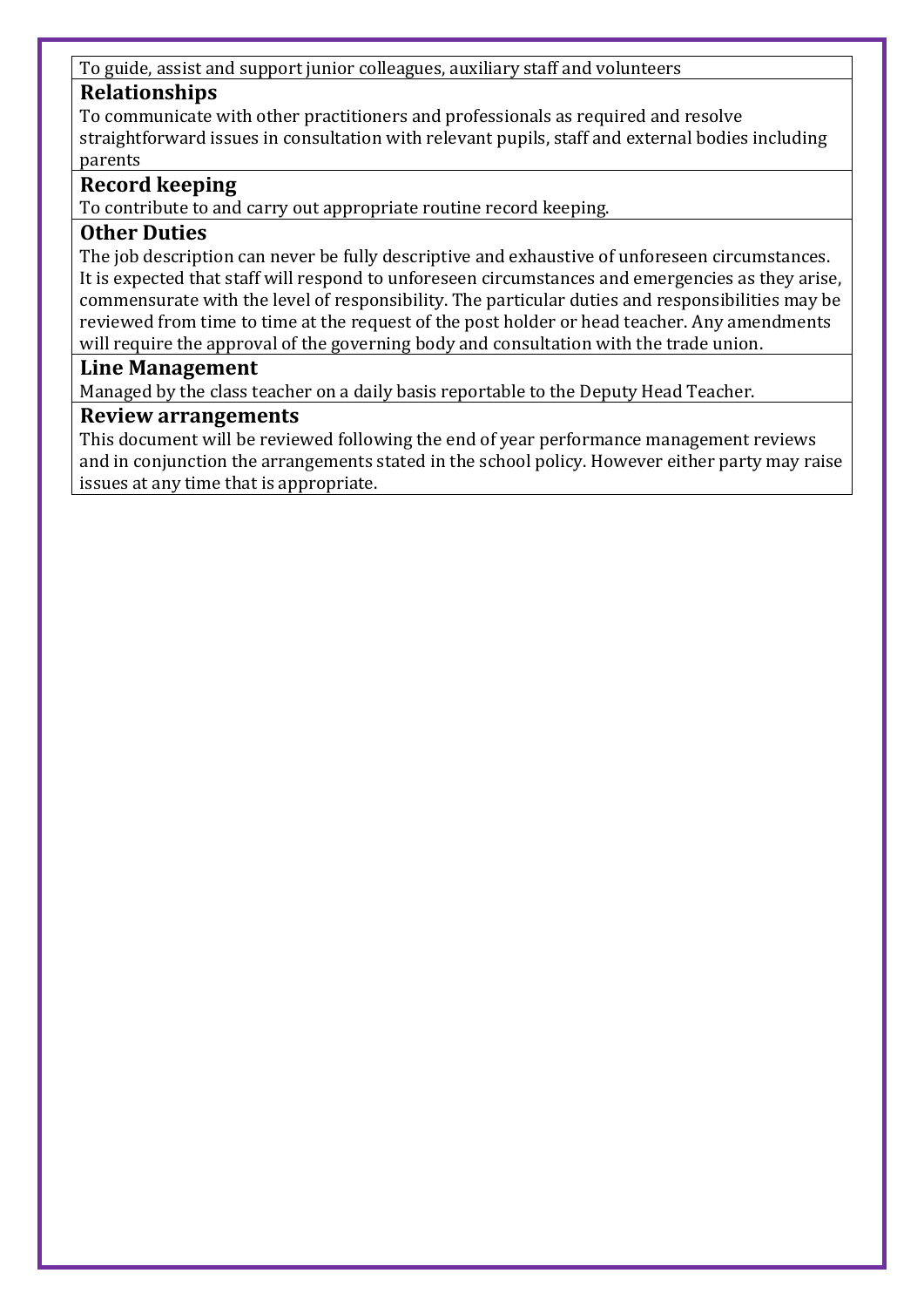To guide, assist and support junior colleagues, auxiliary staff and volunteers

## Relationships

To communicate with other practitioners and professionals as required and resolve straightforward issues in consultation with relevant pupils, staff and external bodies including parents

## Record keeping

To contribute to and carry out appropriate routine record keeping.

## Other Duties

The job description can never be fully descriptive and exhaustive of unforeseen circumstances. It is expected that staff will respond to unforeseen circumstances and emergencies as they arise, commensurate with the level of responsibility. The particular duties and responsibilities may be reviewed from time to time at the request of the post holder or head teacher. Any amendments will require the approval of the governing body and consultation with the trade union.

## Line Management

Managed by the class teacher on a daily basis reportable to the Deputy Head Teacher.

## Review arrangements

This document will be reviewed following the end of year performance management reviews and in conjunction the arrangements stated in the school policy. However either party may raise issues at any time that is appropriate.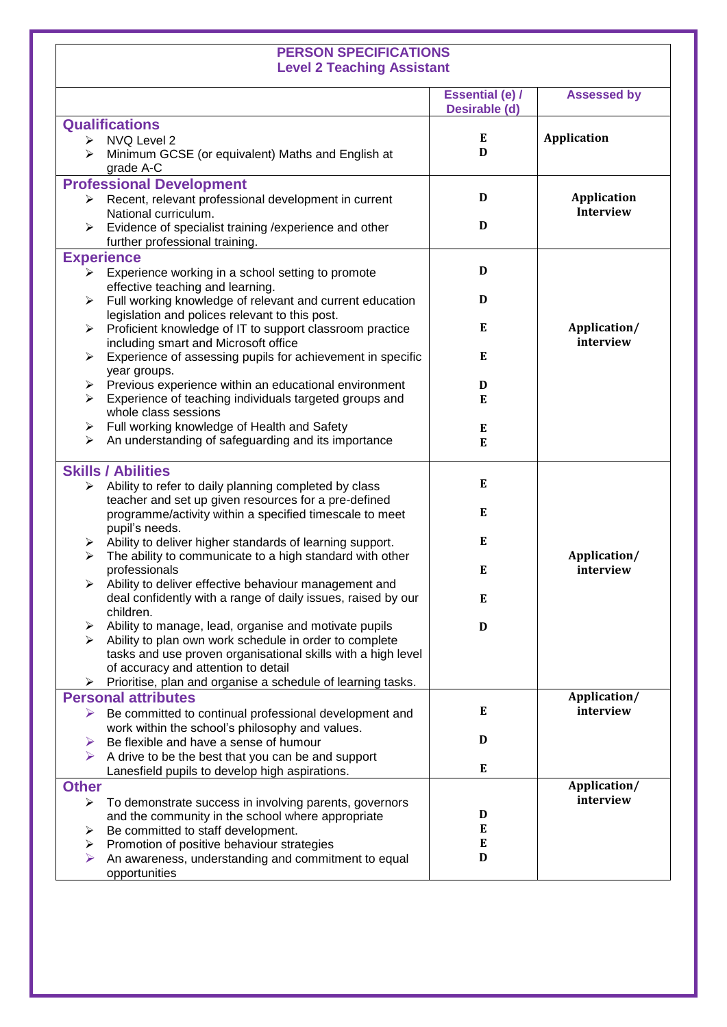## PERSON SPECIFICATIONS
## Level 2 Teaching Assistant

| | Essential (e) / Desirable (d) | Assessed by |
|---|---|---|
| **Qualifications**<br>➢ NVQ Level 2<br>➢ Minimum GCSE (or equivalent) Maths and English at grade A-C | E<br>D | **Application** |
| **Professional Development**<br>➢ Recent, relevant professional development in current National curriculum.<br>➢ Evidence of specialist training /experience and other further professional training. | D<br>D | **Application Interview** |
| **Experience**<br>➢ Experience working in a school setting to promote effective teaching and learning.<br>➢ Full working knowledge of relevant and current education legislation and polices relevant to this post.<br>➢ Proficient knowledge of IT to support classroom practice including smart and Microsoft office<br>➢ Experience of assessing pupils for achievement in specific year groups.<br>➢ Previous experience within an educational environment<br>➢ Experience of teaching individuals targeted groups and whole class sessions<br>➢ Full working knowledge of Health and Safety<br>➢ An understanding of safeguarding and its importance | D<br>D<br>E<br>E<br>D<br>E<br>E<br>E | **Application/ interview** |
| **Skills / Abilities**<br>➢ Ability to refer to daily planning completed by class teacher and set up given resources for a pre-defined programme/activity within a specified timescale to meet pupil's needs.<br>➢ Ability to deliver higher standards of learning support.<br>➢ The ability to communicate to a high standard with other professionals<br>➢ Ability to deliver effective behaviour management and deal confidently with a range of daily issues, raised by our children.<br>➢ Ability to manage, lead, organise and motivate pupils<br>➢ Ability to plan own work schedule in order to complete tasks and use proven organisational skills with a high level of accuracy and attention to detail<br>➢ Prioritise, plan and organise a schedule of learning tasks. | E<br>E<br>E<br>E<br>E<br>D | **Application/ interview** |
| **Personal attributes**<br>➢ Be committed to continual professional development and work within the school's philosophy and values.<br>➢ Be flexible and have a sense of humour<br>➢ A drive to be the best that you can be and support Lanesfield pupils to develop high aspirations. | E<br>D<br>E | **Application/ interview** |
| **Other**<br>➢ To demonstrate success in involving parents, governors and the community in the school where appropriate<br>➢ Be committed to staff development.<br>➢ Promotion of positive behaviour strategies<br>➢ An awareness, understanding and commitment to equal opportunities | D<br>E<br>E<br>D | **Application/ interview** |